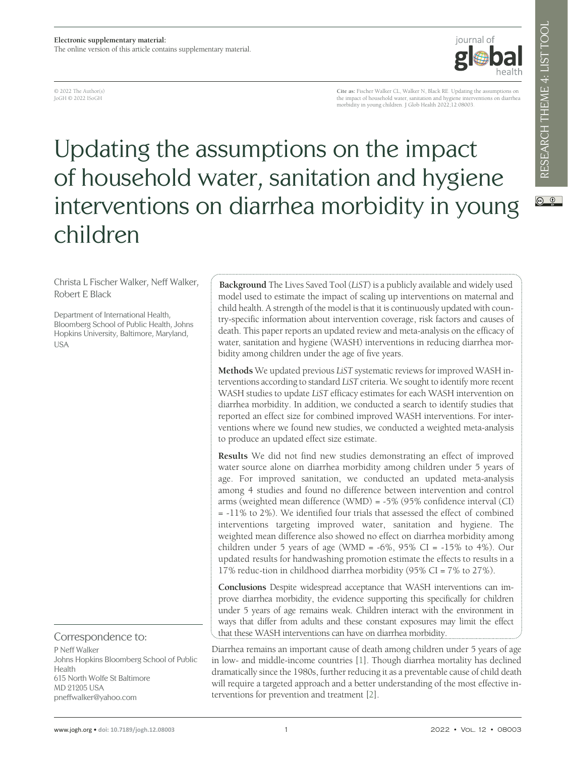**Electronic supplementary material:**
The online version of this article contains supplementary material.

© 2022 The Author(s)
JoGH © 2022 ISoGH

**Cite as:** Fischer Walker CL, Walker N, Black RE. Updating the assumptions on the impact of household water, sanitation and hygiene interventions on diarrhea morbidity in young children. J Glob Health 2022;12:08003.

# Updating the assumptions on the impact of household water, sanitation and hygiene interventions on diarrhea morbidity in young children

Christa L Fischer Walker, Neff Walker, Robert E Black

Department of International Health, Bloomberg School of Public Health, Johns Hopkins University, Baltimore, Maryland, USA

**Background** The Lives Saved Tool (*LiST*) is a publicly available and widely used model used to estimate the impact of scaling up interventions on maternal and child health. A strength of the model is that it is continuously updated with country-specific information about intervention coverage, risk factors and causes of death. This paper reports an updated review and meta-analysis on the efficacy of water, sanitation and hygiene (WASH) interventions in reducing diarrhea morbidity among children under the age of five years.

**Methods** We updated previous *LiST* systematic reviews for improved WASH interventions according to standard *LiST* criteria. We sought to identify more recent WASH studies to update *LiST* efficacy estimates for each WASH intervention on diarrhea morbidity. In addition, we conducted a search to identify studies that reported an effect size for combined improved WASH interventions. For interventions where we found new studies, we conducted a weighted meta-analysis to produce an updated effect size estimate.

**Results** We did not find new studies demonstrating an effect of improved water source alone on diarrhea morbidity among children under 5 years of age. For improved sanitation, we conducted an updated meta-analysis among 4 studies and found no difference between intervention and control arms (weighted mean difference (WMD) = -5% (95% confidence interval (CI) = -11% to 2%). We identified four trials that assessed the effect of combined interventions targeting improved water, sanitation and hygiene. The weighted mean difference also showed no effect on diarrhea morbidity among children under 5 years of age (WMD = -6%, 95% CI = -15% to 4%). Our updated results for handwashing promotion estimate the effects to results in a 17% reduc-tion in childhood diarrhea morbidity (95% CI = 7% to 27%).

**Conclusions** Despite widespread acceptance that WASH interventions can improve diarrhea morbidity, the evidence supporting this specifically for children under 5 years of age remains weak. Children interact with the environment in ways that differ from adults and these constant exposures may limit the effect that these WASH interventions can have on diarrhea morbidity.

Correspondence to:
P Neff Walker
Johns Hopkins Bloomberg School of Public Health
615 North Wolfe St Baltimore
MD 21205 USA
pneffwalker@yahoo.com

Diarrhea remains an important cause of death among children under 5 years of age in low- and middle-income countries [1]. Though diarrhea mortality has declined dramatically since the 1980s, further reducing it as a preventable cause of child death will require a targeted approach and a better understanding of the most effective interventions for prevention and treatment [2].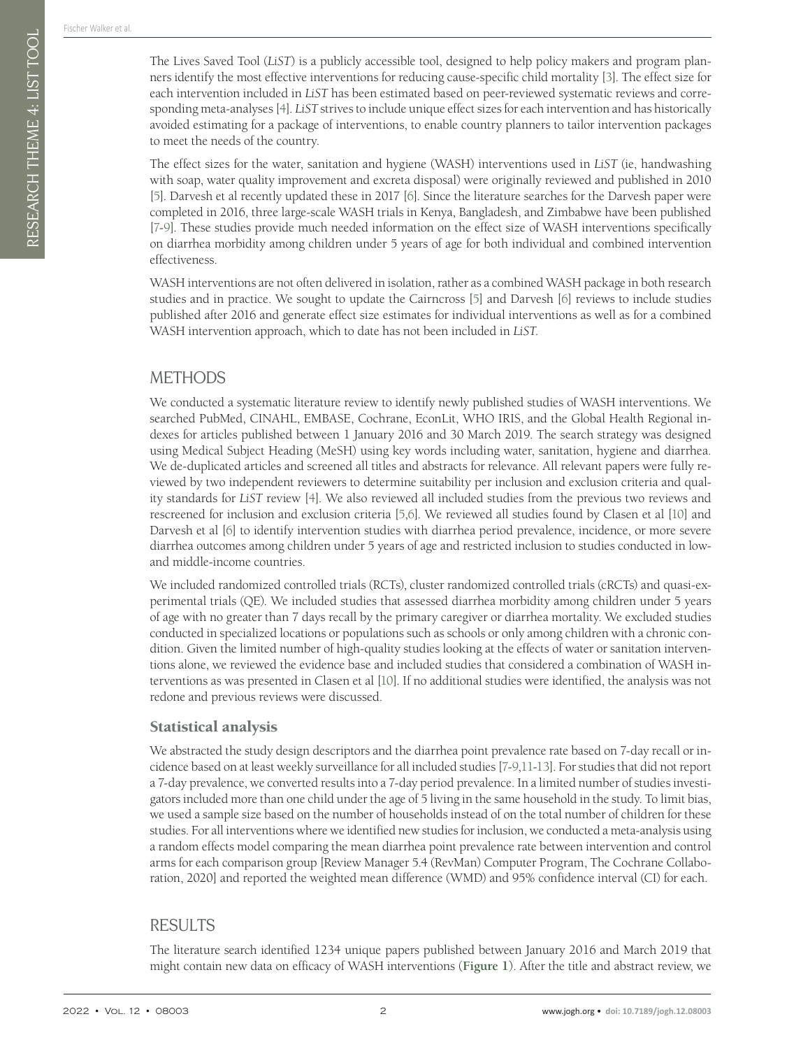The Lives Saved Tool (*LiST*) is a publicly accessible tool, designed to help policy makers and program planners identify the most effective interventions for reducing cause-specific child mortality [3]. The effect size for each intervention included in *LiST* has been estimated based on peer-reviewed systematic reviews and corresponding meta-analyses [4]. *LiST* strives to include unique effect sizes for each intervention and has historically avoided estimating for a package of interventions, to enable country planners to tailor intervention packages to meet the needs of the country.

The effect sizes for the water, sanitation and hygiene (WASH) interventions used in *LiST* (ie, handwashing with soap, water quality improvement and excreta disposal) were originally reviewed and published in 2010 [5]. Darvesh et al recently updated these in 2017 [6]. Since the literature searches for the Darvesh paper were completed in 2016, three large-scale WASH trials in Kenya, Bangladesh, and Zimbabwe have been published [7-9]. These studies provide much needed information on the effect size of WASH interventions specifically on diarrhea morbidity among children under 5 years of age for both individual and combined intervention effectiveness.

WASH interventions are not often delivered in isolation, rather as a combined WASH package in both research studies and in practice. We sought to update the Cairncross [5] and Darvesh [6] reviews to include studies published after 2016 and generate effect size estimates for individual interventions as well as for a combined WASH intervention approach, which to date has not been included in *LiST*.

## METHODS

We conducted a systematic literature review to identify newly published studies of WASH interventions. We searched PubMed, CINAHL, EMBASE, Cochrane, EconLit, WHO IRIS, and the Global Health Regional indexes for articles published between 1 January 2016 and 30 March 2019. The search strategy was designed using Medical Subject Heading (MeSH) using key words including water, sanitation, hygiene and diarrhea. We de-duplicated articles and screened all titles and abstracts for relevance. All relevant papers were fully reviewed by two independent reviewers to determine suitability per inclusion and exclusion criteria and quality standards for *LiST* review [4]. We also reviewed all included studies from the previous two reviews and rescreened for inclusion and exclusion criteria [5,6]. We reviewed all studies found by Clasen et al [10] and Darvesh et al [6] to identify intervention studies with diarrhea period prevalence, incidence, or more severe diarrhea outcomes among children under 5 years of age and restricted inclusion to studies conducted in low- and middle-income countries.

We included randomized controlled trials (RCTs), cluster randomized controlled trials (cRCTs) and quasi-experimental trials (QE). We included studies that assessed diarrhea morbidity among children under 5 years of age with no greater than 7 days recall by the primary caregiver or diarrhea mortality. We excluded studies conducted in specialized locations or populations such as schools or only among children with a chronic condition. Given the limited number of high-quality studies looking at the effects of water or sanitation interventions alone, we reviewed the evidence base and included studies that considered a combination of WASH interventions as was presented in Clasen et al [10]. If no additional studies were identified, the analysis was not redone and previous reviews were discussed.

### Statistical analysis

We abstracted the study design descriptors and the diarrhea point prevalence rate based on 7-day recall or incidence based on at least weekly surveillance for all included studies [7-9,11-13]. For studies that did not report a 7-day prevalence, we converted results into a 7-day period prevalence. In a limited number of studies investigators included more than one child under the age of 5 living in the same household in the study. To limit bias, we used a sample size based on the number of households instead of on the total number of children for these studies. For all interventions where we identified new studies for inclusion, we conducted a meta-analysis using a random effects model comparing the mean diarrhea point prevalence rate between intervention and control arms for each comparison group [Review Manager 5.4 (RevMan) Computer Program, The Cochrane Collaboration, 2020] and reported the weighted mean difference (WMD) and 95% confidence interval (CI) for each.

## RESULTS

The literature search identified 1234 unique papers published between January 2016 and March 2019 that might contain new data on efficacy of WASH interventions (**Figure 1**). After the title and abstract review, we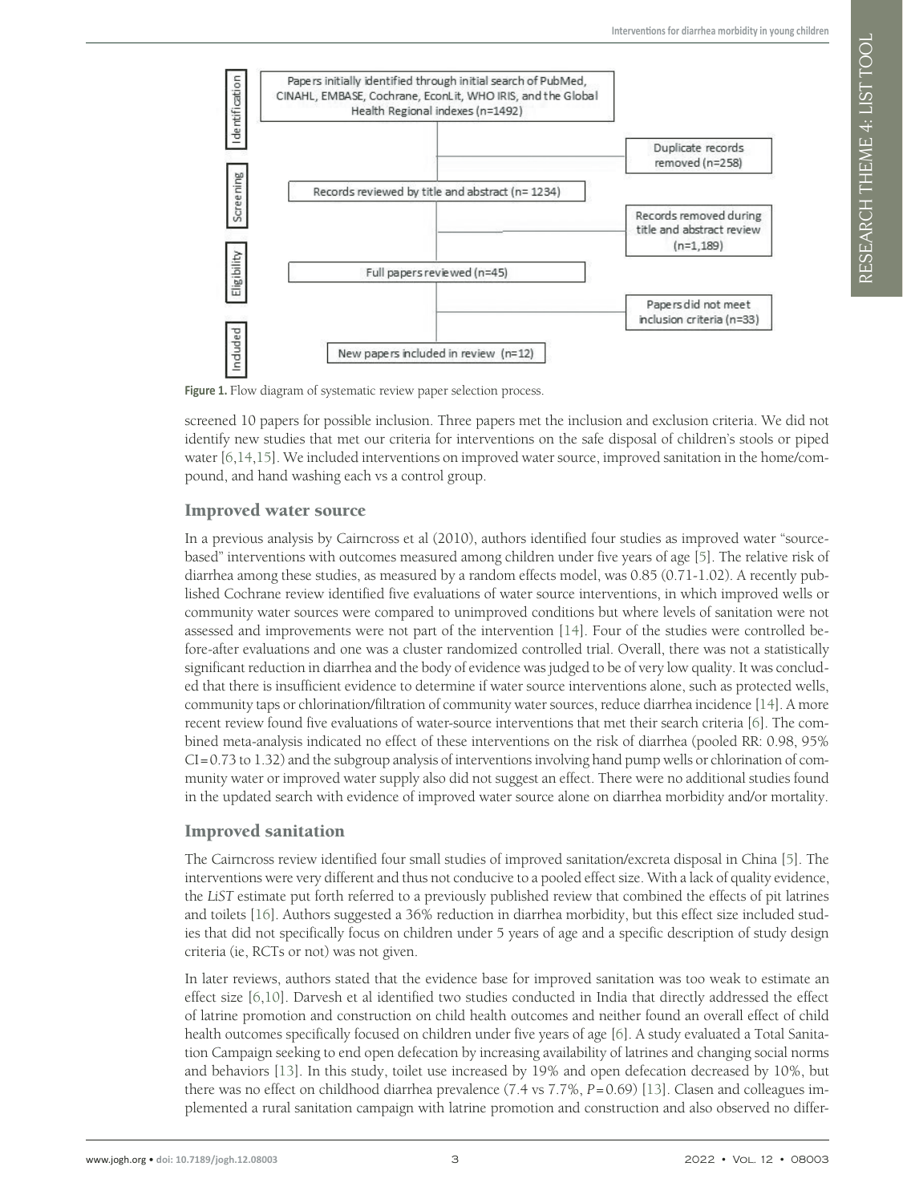Identification

Papers initially identified through initial search of PubMed, CINAHL, EMBASE, Cochrane, EconLit, WHO IRIS, and the Global Health Regional indexes (n=1492)

Duplicate records removed (n=258)

Screening

Records reviewed by title and abstract (n= 1234)

Records removed during title and abstract review (n=1,189)

Eligibility

Full papers reviewed (n=45)

Papers did not meet inclusion criteria (n=33)

Included

New papers included in review (n=12)

**Figure 1.** Flow diagram of systematic review paper selection process.

screened 10 papers for possible inclusion. Three papers met the inclusion and exclusion criteria. We did not identify new studies that met our criteria for interventions on the safe disposal of children's stools or piped water [6,14,15]. We included interventions on improved water source, improved sanitation in the home/compound, and hand washing each vs a control group.

## Improved water source

In a previous analysis by Cairncross et al (2010), authors identified four studies as improved water "source-based" interventions with outcomes measured among children under five years of age [5]. The relative risk of diarrhea among these studies, as measured by a random effects model, was 0.85 (0.71-1.02). A recently published Cochrane review identified five evaluations of water source interventions, in which improved wells or community water sources were compared to unimproved conditions but where levels of sanitation were not assessed and improvements were not part of the intervention [14]. Four of the studies were controlled before-after evaluations and one was a cluster randomized controlled trial. Overall, there was not a statistically significant reduction in diarrhea and the body of evidence was judged to be of very low quality. It was concluded that there is insufficient evidence to determine if water source interventions alone, such as protected wells, community taps or chlorination/filtration of community water sources, reduce diarrhea incidence [14]. A more recent review found five evaluations of water-source interventions that met their search criteria [6]. The combined meta-analysis indicated no effect of these interventions on the risk of diarrhea (pooled RR: 0.98, 95% CI = 0.73 to 1.32) and the subgroup analysis of interventions involving hand pump wells or chlorination of community water or improved water supply also did not suggest an effect. There were no additional studies found in the updated search with evidence of improved water source alone on diarrhea morbidity and/or mortality.

## Improved sanitation

The Cairncross review identified four small studies of improved sanitation/excreta disposal in China [5]. The interventions were very different and thus not conducive to a pooled effect size. With a lack of quality evidence, the *LiST* estimate put forth referred to a previously published review that combined the effects of pit latrines and toilets [16]. Authors suggested a 36% reduction in diarrhea morbidity, but this effect size included studies that did not specifically focus on children under 5 years of age and a specific description of study design criteria (ie, RCTs or not) was not given.

In later reviews, authors stated that the evidence base for improved sanitation was too weak to estimate an effect size [6,10]. Darvesh et al identified two studies conducted in India that directly addressed the effect of latrine promotion and construction on child health outcomes and neither found an overall effect of child health outcomes specifically focused on children under five years of age [6]. A study evaluated a Total Sanitation Campaign seeking to end open defecation by increasing availability of latrines and changing social norms and behaviors [13]. In this study, toilet use increased by 19% and open defecation decreased by 10%, but there was no effect on childhood diarrhea prevalence (7.4 vs 7.7%, $P = 0.69$) [13]. Clasen and colleagues implemented a rural sanitation campaign with latrine promotion and construction and also observed no differ-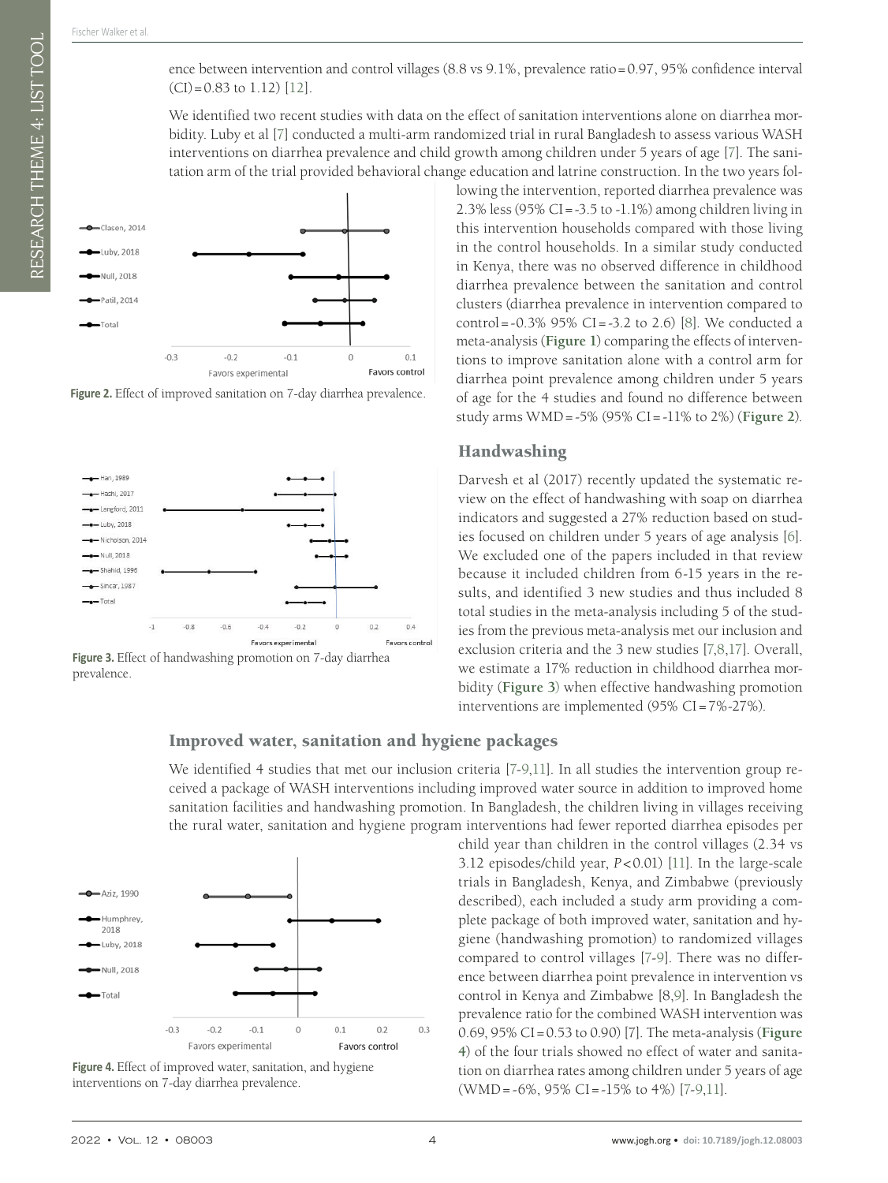ence between intervention and control villages (8.8 vs 9.1%, prevalence ratio = 0.97, 95% confidence interval (CI) = 0.83 to 1.12) [12].

We identified two recent studies with data on the effect of sanitation interventions alone on diarrhea morbidity. Luby et al [7] conducted a multi-arm randomized trial in rural Bangladesh to assess various WASH interventions on diarrhea prevalence and child growth among children under 5 years of age [7]. The sanitation arm of the trial provided behavioral change education and latrine construction. In the two years following the intervention, reported diarrhea prevalence was 2.3% less (95% CI = -3.5 to -1.1%) among children living in this intervention households compared with those living in the control households. In a similar study conducted in Kenya, there was no observed difference in childhood diarrhea prevalence between the sanitation and control clusters (diarrhea prevalence in intervention compared to control = -0.3% 95% CI = -3.2 to 2.6) [8]. We conducted a meta-analysis (**Figure 1**) comparing the effects of interventions to improve sanitation alone with a control arm for diarrhea point prevalence among children under 5 years of age for the 4 studies and found no difference between study arms WMD = -5% (95% CI = -11% to 2%) (**Figure 2**).

**Figure 2.** Effect of improved sanitation on 7-day diarrhea prevalence.

## Handwashing

Darvesh et al (2017) recently updated the systematic review on the effect of handwashing with soap on diarrhea indicators and suggested a 27% reduction based on studies focused on children under 5 years of age analysis [6]. We excluded one of the papers included in that review because it included children from 6-15 years in the results, and identified 3 new studies and thus included 8 total studies in the meta-analysis including 5 of the studies from the previous meta-analysis met our inclusion and exclusion criteria and the 3 new studies [7,8,17]. Overall, we estimate a 17% reduction in childhood diarrhea morbidity (**Figure 3**) when effective handwashing promotion interventions are implemented (95% CI = 7%-27%).

**Figure 3.** Effect of handwashing promotion on 7-day diarrhea prevalence.

## Improved water, sanitation and hygiene packages

We identified 4 studies that met our inclusion criteria [7-9,11]. In all studies the intervention group received a package of WASH interventions including improved water source in addition to improved home sanitation facilities and handwashing promotion. In Bangladesh, the children living in villages receiving the rural water, sanitation and hygiene program interventions had fewer reported diarrhea episodes per child year than children in the control villages (2.34 vs 3.12 episodes/child year, $P < 0.01$) [11]. In the large-scale trials in Bangladesh, Kenya, and Zimbabwe (previously described), each included a study arm providing a complete package of both improved water, sanitation and hygiene (handwashing promotion) to randomized villages compared to control villages [7-9]. There was no difference between diarrhea point prevalence in intervention vs control in Kenya and Zimbabwe [8,9]. In Bangladesh the prevalence ratio for the combined WASH intervention was 0.69, 95% CI = 0.53 to 0.90) [7]. The meta-analysis (**Figure 4**) of the four trials showed no effect of water and sanitation on diarrhea rates among children under 5 years of age (WMD = -6%, 95% CI = -15% to 4%) [7-9,11].

**Figure 4.** Effect of improved water, sanitation, and hygiene interventions on 7-day diarrhea prevalence.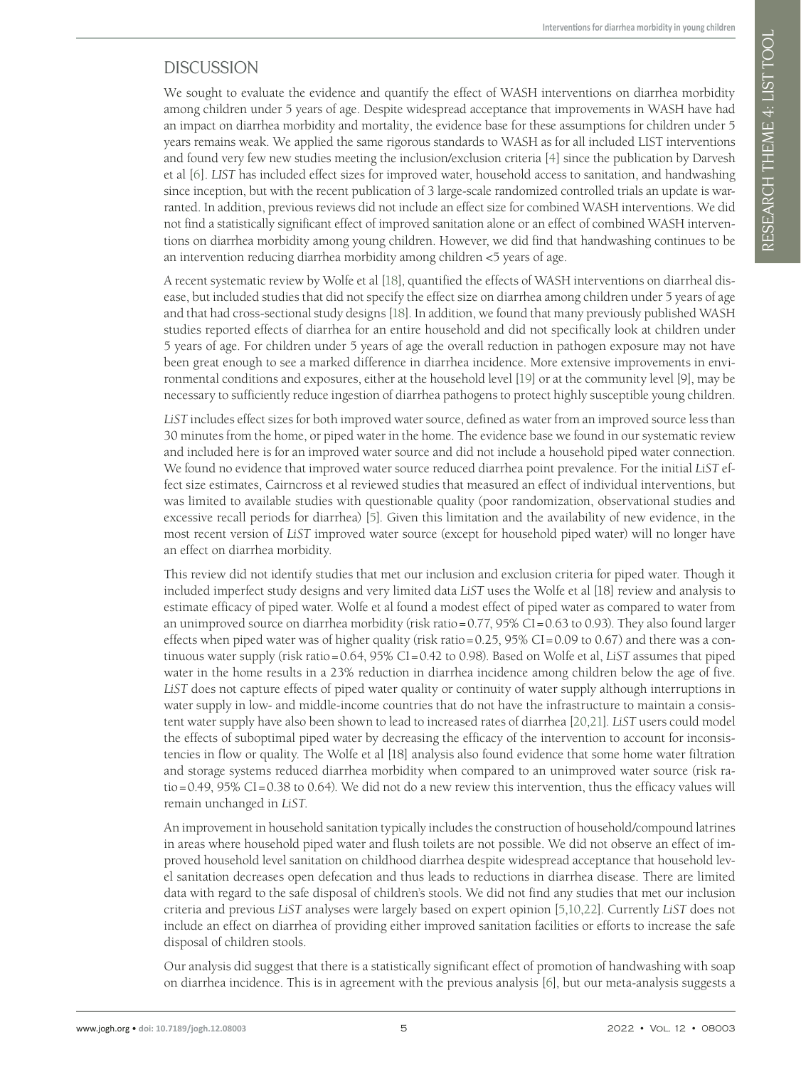## DISCUSSION

We sought to evaluate the evidence and quantify the effect of WASH interventions on diarrhea morbidity among children under 5 years of age. Despite widespread acceptance that improvements in WASH have had an impact on diarrhea morbidity and mortality, the evidence base for these assumptions for children under 5 years remains weak. We applied the same rigorous standards to WASH as for all included LIST interventions and found very few new studies meeting the inclusion/exclusion criteria [4] since the publication by Darvesh et al [6]. *LIST* has included effect sizes for improved water, household access to sanitation, and handwashing since inception, but with the recent publication of 3 large-scale randomized controlled trials an update is warranted. In addition, previous reviews did not include an effect size for combined WASH interventions. We did not find a statistically significant effect of improved sanitation alone or an effect of combined WASH interventions on diarrhea morbidity among young children. However, we did find that handwashing continues to be an intervention reducing diarrhea morbidity among children <5 years of age.

A recent systematic review by Wolfe et al [18], quantified the effects of WASH interventions on diarrheal disease, but included studies that did not specify the effect size on diarrhea among children under 5 years of age and that had cross-sectional study designs [18]. In addition, we found that many previously published WASH studies reported effects of diarrhea for an entire household and did not specifically look at children under 5 years of age. For children under 5 years of age the overall reduction in pathogen exposure may not have been great enough to see a marked difference in diarrhea incidence. More extensive improvements in environmental conditions and exposures, either at the household level [19] or at the community level [9], may be necessary to sufficiently reduce ingestion of diarrhea pathogens to protect highly susceptible young children.

*LiST* includes effect sizes for both improved water source, defined as water from an improved source less than 30 minutes from the home, or piped water in the home. The evidence base we found in our systematic review and included here is for an improved water source and did not include a household piped water connection. We found no evidence that improved water source reduced diarrhea point prevalence. For the initial *LiST* effect size estimates, Cairncross et al reviewed studies that measured an effect of individual interventions, but was limited to available studies with questionable quality (poor randomization, observational studies and excessive recall periods for diarrhea) [5]. Given this limitation and the availability of new evidence, in the most recent version of *LiST* improved water source (except for household piped water) will no longer have an effect on diarrhea morbidity.

This review did not identify studies that met our inclusion and exclusion criteria for piped water. Though it included imperfect study designs and very limited data *LiST* uses the Wolfe et al [18] review and analysis to estimate efficacy of piped water. Wolfe et al found a modest effect of piped water as compared to water from an unimproved source on diarrhea morbidity (risk ratio = 0.77, 95% CI = 0.63 to 0.93). They also found larger effects when piped water was of higher quality (risk ratio = 0.25, 95% CI = 0.09 to 0.67) and there was a continuous water supply (risk ratio = 0.64, 95% CI = 0.42 to 0.98). Based on Wolfe et al, *LiST* assumes that piped water in the home results in a 23% reduction in diarrhea incidence among children below the age of five. *LiST* does not capture effects of piped water quality or continuity of water supply although interruptions in water supply in low- and middle-income countries that do not have the infrastructure to maintain a consistent water supply have also been shown to lead to increased rates of diarrhea [20,21]. *LiST* users could model the effects of suboptimal piped water by decreasing the efficacy of the intervention to account for inconsistencies in flow or quality. The Wolfe et al [18] analysis also found evidence that some home water filtration and storage systems reduced diarrhea morbidity when compared to an unimproved water source (risk ratio = 0.49, 95% CI = 0.38 to 0.64). We did not do a new review this intervention, thus the efficacy values will remain unchanged in *LiST*.

An improvement in household sanitation typically includes the construction of household/compound latrines in areas where household piped water and flush toilets are not possible. We did not observe an effect of improved household level sanitation on childhood diarrhea despite widespread acceptance that household level sanitation decreases open defecation and thus leads to reductions in diarrhea disease. There are limited data with regard to the safe disposal of children's stools. We did not find any studies that met our inclusion criteria and previous *LiST* analyses were largely based on expert opinion [5,10,22]. Currently *LiST* does not include an effect on diarrhea of providing either improved sanitation facilities or efforts to increase the safe disposal of children stools.

Our analysis did suggest that there is a statistically significant effect of promotion of handwashing with soap on diarrhea incidence. This is in agreement with the previous analysis [6], but our meta-analysis suggests a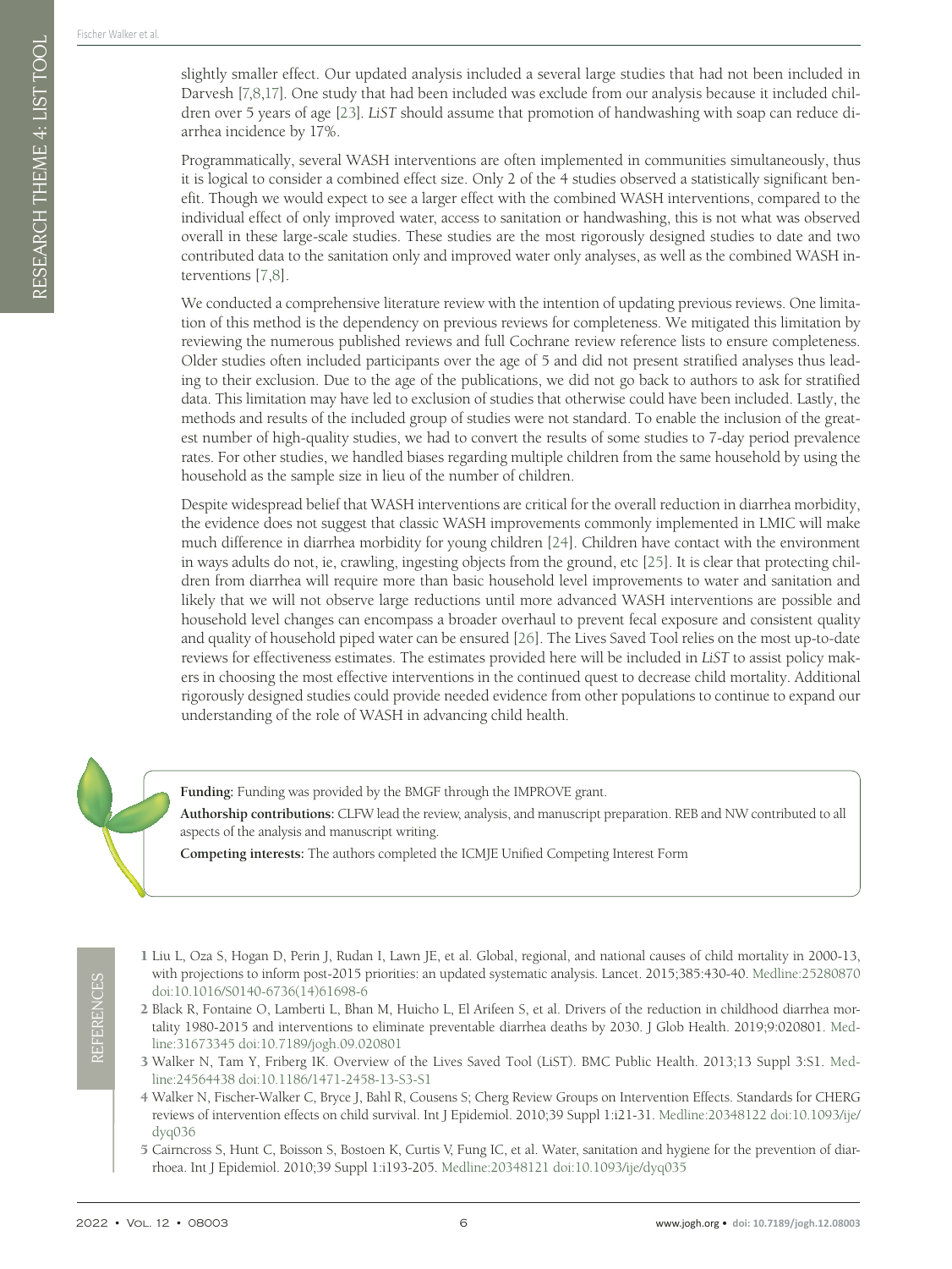slightly smaller effect. Our updated analysis included a several large studies that had not been included in Darvesh [7,8,17]. One study that had been included was exclude from our analysis because it included children over 5 years of age [23]. *LiST* should assume that promotion of handwashing with soap can reduce diarrhea incidence by 17%.

Programmatically, several WASH interventions are often implemented in communities simultaneously, thus it is logical to consider a combined effect size. Only 2 of the 4 studies observed a statistically significant benefit. Though we would expect to see a larger effect with the combined WASH interventions, compared to the individual effect of only improved water, access to sanitation or handwashing, this is not what was observed overall in these large-scale studies. These studies are the most rigorously designed studies to date and two contributed data to the sanitation only and improved water only analyses, as well as the combined WASH interventions [7,8].

We conducted a comprehensive literature review with the intention of updating previous reviews. One limitation of this method is the dependency on previous reviews for completeness. We mitigated this limitation by reviewing the numerous published reviews and full Cochrane review reference lists to ensure completeness. Older studies often included participants over the age of 5 and did not present stratified analyses thus leading to their exclusion. Due to the age of the publications, we did not go back to authors to ask for stratified data. This limitation may have led to exclusion of studies that otherwise could have been included. Lastly, the methods and results of the included group of studies were not standard. To enable the inclusion of the greatest number of high-quality studies, we had to convert the results of some studies to 7-day period prevalence rates. For other studies, we handled biases regarding multiple children from the same household by using the household as the sample size in lieu of the number of children.

Despite widespread belief that WASH interventions are critical for the overall reduction in diarrhea morbidity, the evidence does not suggest that classic WASH improvements commonly implemented in LMIC will make much difference in diarrhea morbidity for young children [24]. Children have contact with the environment in ways adults do not, ie, crawling, ingesting objects from the ground, etc [25]. It is clear that protecting children from diarrhea will require more than basic household level improvements to water and sanitation and likely that we will not observe large reductions until more advanced WASH interventions are possible and household level changes can encompass a broader overhaul to prevent fecal exposure and consistent quality and quality of household piped water can be ensured [26]. The Lives Saved Tool relies on the most up-to-date reviews for effectiveness estimates. The estimates provided here will be included in *LiST* to assist policy makers in choosing the most effective interventions in the continued quest to decrease child mortality. Additional rigorously designed studies could provide needed evidence from other populations to continue to expand our understanding of the role of WASH in advancing child health.

**Funding:** Funding was provided by the BMGF through the IMPROVE grant.

**Authorship contributions:** CLFW lead the review, analysis, and manuscript preparation. REB and NW contributed to all aspects of the analysis and manuscript writing.

**Competing interests:** The authors completed the ICMJE Unified Competing Interest Form

## REFERENCES

1 Liu L, Oza S, Hogan D, Perin J, Rudan I, Lawn JE, et al. Global, regional, and national causes of child mortality in 2000-13, with projections to inform post-2015 priorities: an updated systematic analysis. Lancet. 2015;385:430-40. Medline:25280870 doi:10.1016/S0140-6736(14)61698-6

2 Black R, Fontaine O, Lamberti L, Bhan M, Huicho L, El Arifeen S, et al. Drivers of the reduction in childhood diarrhea mortality 1980-2015 and interventions to eliminate preventable diarrhea deaths by 2030. J Glob Health. 2019;9:020801. Medline:31673345 doi:10.7189/jogh.09.020801

3 Walker N, Tam Y, Friberg IK. Overview of the Lives Saved Tool (LiST). BMC Public Health. 2013;13 Suppl 3:S1. Medline:24564438 doi:10.1186/1471-2458-13-S3-S1

4 Walker N, Fischer-Walker C, Bryce J, Bahl R, Cousens S; Cherg Review Groups on Intervention Effects. Standards for CHERG reviews of intervention effects on child survival. Int J Epidemiol. 2010;39 Suppl 1:i21-31. Medline:20348122 doi:10.1093/ije/dyq036

5 Cairncross S, Hunt C, Boisson S, Bostoen K, Curtis V, Fung IC, et al. Water, sanitation and hygiene for the prevention of diarrhoea. Int J Epidemiol. 2010;39 Suppl 1:i193-205. Medline:20348121 doi:10.1093/ije/dyq035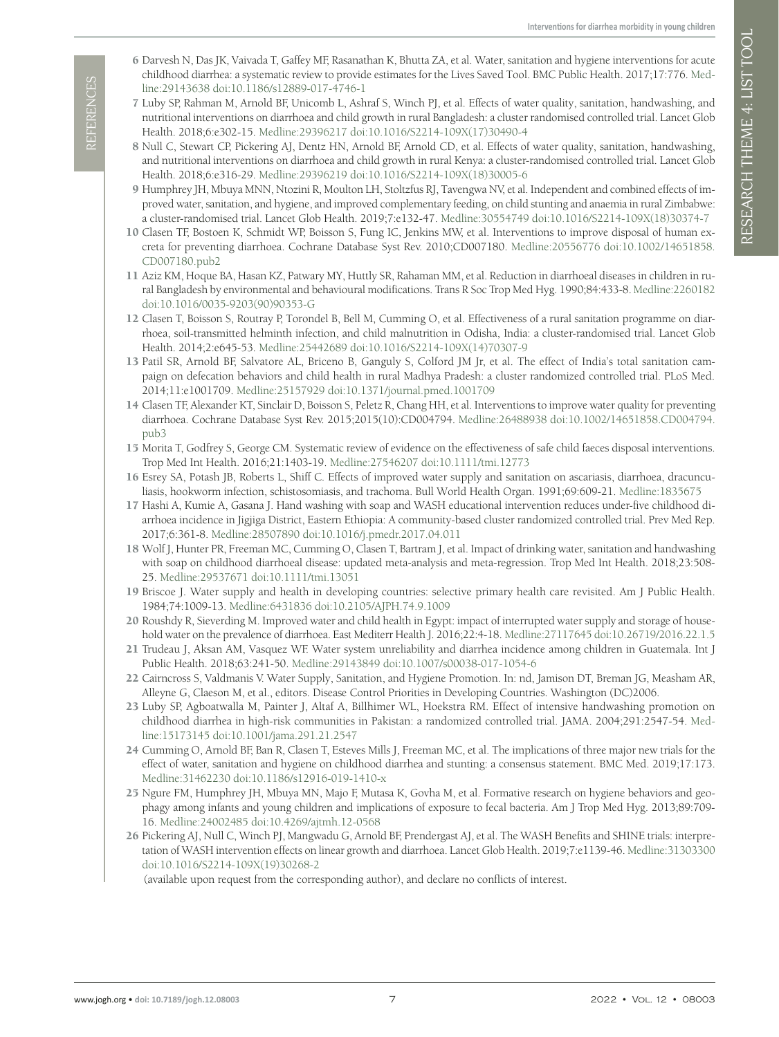6 Darvesh N, Das JK, Vaivada T, Gaffey MF, Rasanathan K, Bhutta ZA, et al. Water, sanitation and hygiene interventions for acute childhood diarrhea: a systematic review to provide estimates for the Lives Saved Tool. BMC Public Health. 2017;17:776. Medline:29143638 doi:10.1186/s12889-017-4746-1

7 Luby SP, Rahman M, Arnold BF, Unicomb L, Ashraf S, Winch PJ, et al. Effects of water quality, sanitation, handwashing, and nutritional interventions on diarrhoea and child growth in rural Bangladesh: a cluster randomised controlled trial. Lancet Glob Health. 2018;6:e302-15. Medline:29396217 doi:10.1016/S2214-109X(17)30490-4

8 Null C, Stewart CP, Pickering AJ, Dentz HN, Arnold BF, Arnold CD, et al. Effects of water quality, sanitation, handwashing, and nutritional interventions on diarrhoea and child growth in rural Kenya: a cluster-randomised controlled trial. Lancet Glob Health. 2018;6:e316-29. Medline:29396219 doi:10.1016/S2214-109X(18)30005-6

9 Humphrey JH, Mbuya MNN, Ntozini R, Moulton LH, Stoltzfus RJ, Tavengwa NV, et al. Independent and combined effects of improved water, sanitation, and hygiene, and improved complementary feeding, on child stunting and anaemia in rural Zimbabwe: a cluster-randomised trial. Lancet Glob Health. 2019;7:e132-47. Medline:30554749 doi:10.1016/S2214-109X(18)30374-7

10 Clasen TF, Bostoen K, Schmidt WP, Boisson S, Fung IC, Jenkins MW, et al. Interventions to improve disposal of human excreta for preventing diarrhoea. Cochrane Database Syst Rev. 2010;CD007180. Medline:20556776 doi:10.1002/14651858.CD007180.pub2

11 Aziz KM, Hoque BA, Hasan KZ, Patwary MY, Huttly SR, Rahaman MM, et al. Reduction in diarrhoeal diseases in children in rural Bangladesh by environmental and behavioural modifications. Trans R Soc Trop Med Hyg. 1990;84:433-8. Medline:2260182 doi:10.1016/0035-9203(90)90353-G

12 Clasen T, Boisson S, Routray P, Torondel B, Bell M, Cumming O, et al. Effectiveness of a rural sanitation programme on diarrhoea, soil-transmitted helminth infection, and child malnutrition in Odisha, India: a cluster-randomised trial. Lancet Glob Health. 2014;2:e645-53. Medline:25442689 doi:10.1016/S2214-109X(14)70307-9

13 Patil SR, Arnold BF, Salvatore AL, Briceno B, Ganguly S, Colford JM Jr, et al. The effect of India's total sanitation campaign on defecation behaviors and child health in rural Madhya Pradesh: a cluster randomized controlled trial. PLoS Med. 2014;11:e1001709. Medline:25157929 doi:10.1371/journal.pmed.1001709

14 Clasen TF, Alexander KT, Sinclair D, Boisson S, Peletz R, Chang HH, et al. Interventions to improve water quality for preventing diarrhoea. Cochrane Database Syst Rev. 2015;2015(10):CD004794. Medline:26488938 doi:10.1002/14651858.CD004794.pub3

15 Morita T, Godfrey S, George CM. Systematic review of evidence on the effectiveness of safe child faeces disposal interventions. Trop Med Int Health. 2016;21:1403-19. Medline:27546207 doi:10.1111/tmi.12773

16 Esrey SA, Potash JB, Roberts L, Shiff C. Effects of improved water supply and sanitation on ascariasis, diarrhoea, dracunculiasis, hookworm infection, schistosomiasis, and trachoma. Bull World Health Organ. 1991;69:609-21. Medline:1835675

17 Hashi A, Kumie A, Gasana J. Hand washing with soap and WASH educational intervention reduces under-five childhood diarrhoea incidence in Jigjiga District, Eastern Ethiopia: A community-based cluster randomized controlled trial. Prev Med Rep. 2017;6:361-8. Medline:28507890 doi:10.1016/j.pmedr.2017.04.011

18 Wolf J, Hunter PR, Freeman MC, Cumming O, Clasen T, Bartram J, et al. Impact of drinking water, sanitation and handwashing with soap on childhood diarrhoeal disease: updated meta-analysis and meta-regression. Trop Med Int Health. 2018;23:508-25. Medline:29537671 doi:10.1111/tmi.13051

19 Briscoe J. Water supply and health in developing countries: selective primary health care revisited. Am J Public Health. 1984;74:1009-13. Medline:6431836 doi:10.2105/AJPH.74.9.1009

20 Roushdy R, Sieverding M. Improved water and child health in Egypt: impact of interrupted water supply and storage of household water on the prevalence of diarrhoea. East Mediterr Health J. 2016;22:4-18. Medline:27117645 doi:10.26719/2016.22.1.5

21 Trudeau J, Aksan AM, Vasquez WF. Water system unreliability and diarrhea incidence among children in Guatemala. Int J Public Health. 2018;63:241-50. Medline:29143849 doi:10.1007/s00038-017-1054-6

22 Cairncross S, Valdmanis V. Water Supply, Sanitation, and Hygiene Promotion. In: nd, Jamison DT, Breman JG, Measham AR, Alleyne G, Claeson M, et al., editors. Disease Control Priorities in Developing Countries. Washington (DC)2006.

23 Luby SP, Agboatwalla M, Painter J, Altaf A, Billhimer WL, Hoekstra RM. Effect of intensive handwashing promotion on childhood diarrhea in high-risk communities in Pakistan: a randomized controlled trial. JAMA. 2004;291:2547-54. Medline:15173145 doi:10.1001/jama.291.21.2547

24 Cumming O, Arnold BF, Ban R, Clasen T, Esteves Mills J, Freeman MC, et al. The implications of three major new trials for the effect of water, sanitation and hygiene on childhood diarrhea and stunting: a consensus statement. BMC Med. 2019;17:173. Medline:31462230 doi:10.1186/s12916-019-1410-x

25 Ngure FM, Humphrey JH, Mbuya MN, Majo F, Mutasa K, Govha M, et al. Formative research on hygiene behaviors and geophagy among infants and young children and implications of exposure to fecal bacteria. Am J Trop Med Hyg. 2013;89:709-16. Medline:24002485 doi:10.4269/ajtmh.12-0568

26 Pickering AJ, Null C, Winch PJ, Mangwadu G, Arnold BF, Prendergast AJ, et al. The WASH Benefits and SHINE trials: interpretation of WASH intervention effects on linear growth and diarrhoea. Lancet Glob Health. 2019;7:e1139-46. Medline:31303300 doi:10.1016/S2214-109X(19)30268-2

(available upon request from the corresponding author), and declare no conflicts of interest.